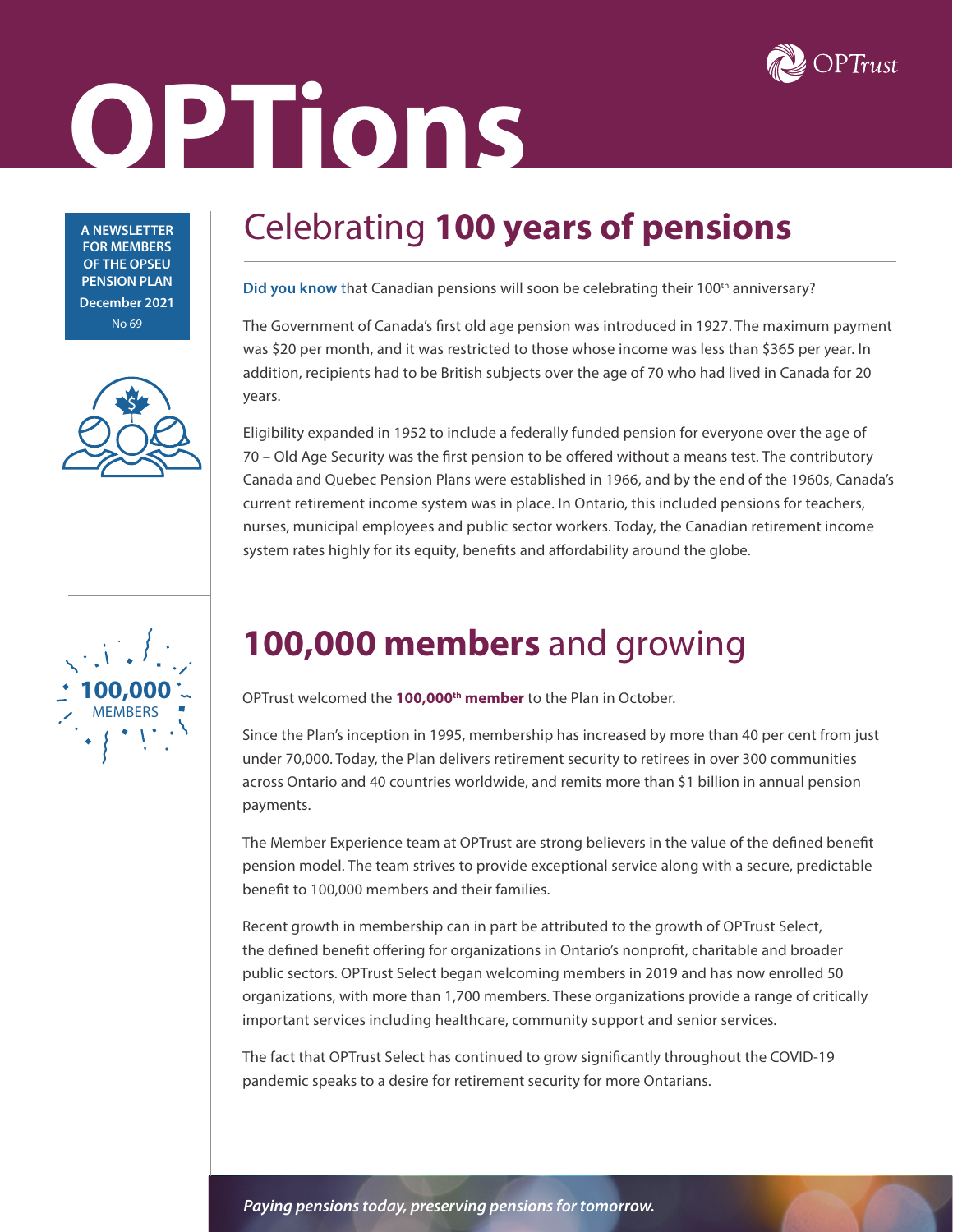# OPTions

OPTrust

**A NEWSLETTER FOR MEMBERS OF THE OPSEU PENSION PLAN**
**December 2021**
No 69

## Celebrating **100 years of pensions**

**Did you know** that Canadian pensions will soon be celebrating their 100th anniversary?

The Government of Canada's first old age pension was introduced in 1927. The maximum payment was $20 per month, and it was restricted to those whose income was less than $365 per year. In addition, recipients had to be British subjects over the age of 70 who had lived in Canada for 20 years.

Eligibility expanded in 1952 to include a federally funded pension for everyone over the age of 70 – Old Age Security was the first pension to be offered without a means test. The contributory Canada and Quebec Pension Plans were established in 1966, and by the end of the 1960s, Canada's current retirement income system was in place. In Ontario, this included pensions for teachers, nurses, municipal employees and public sector workers. Today, the Canadian retirement income system rates highly for its equity, benefits and affordability around the globe.

## **100,000 members** and growing

**100,000** MEMBERS

OPTrust welcomed the **100,000th member** to the Plan in October.

Since the Plan's inception in 1995, membership has increased by more than 40 per cent from just under 70,000. Today, the Plan delivers retirement security to retirees in over 300 communities across Ontario and 40 countries worldwide, and remits more than $1 billion in annual pension payments.

The Member Experience team at OPTrust are strong believers in the value of the defined benefit pension model. The team strives to provide exceptional service along with a secure, predictable benefit to 100,000 members and their families.

Recent growth in membership can in part be attributed to the growth of OPTrust Select, the defined benefit offering for organizations in Ontario's nonprofit, charitable and broader public sectors. OPTrust Select began welcoming members in 2019 and has now enrolled 50 organizations, with more than 1,700 members. These organizations provide a range of critically important services including healthcare, community support and senior services.

The fact that OPTrust Select has continued to grow significantly throughout the COVID-19 pandemic speaks to a desire for retirement security for more Ontarians.

*Paying pensions today, preserving pensions for tomorrow.*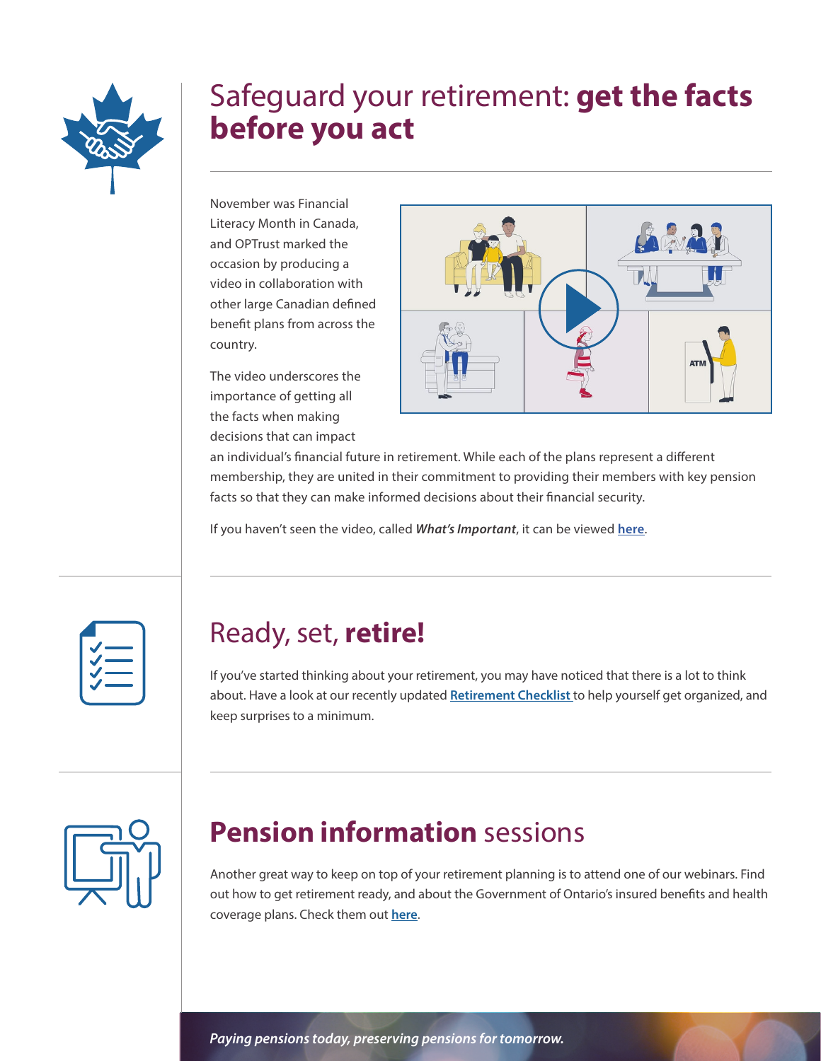# Safeguard your retirement: **get the facts before you act**

November was Financial Literacy Month in Canada, and OPTrust marked the occasion by producing a video in collaboration with other large Canadian defined benefit plans from across the country.

The video underscores the importance of getting all the facts when making decisions that can impact an individual's financial future in retirement. While each of the plans represent a different membership, they are united in their commitment to providing their members with key pension facts so that they can make informed decisions about their financial security.

If you haven't seen the video, called ***What's Important***, it can be viewed **here**.

# Ready, set, **retire!**

If you've started thinking about your retirement, you may have noticed that there is a lot to think about. Have a look at our recently updated **Retirement Checklist** to help yourself get organized, and keep surprises to a minimum.

# **Pension information** sessions

Another great way to keep on top of your retirement planning is to attend one of our webinars. Find out how to get retirement ready, and about the Government of Ontario's insured benefits and health coverage plans. Check them out **here**.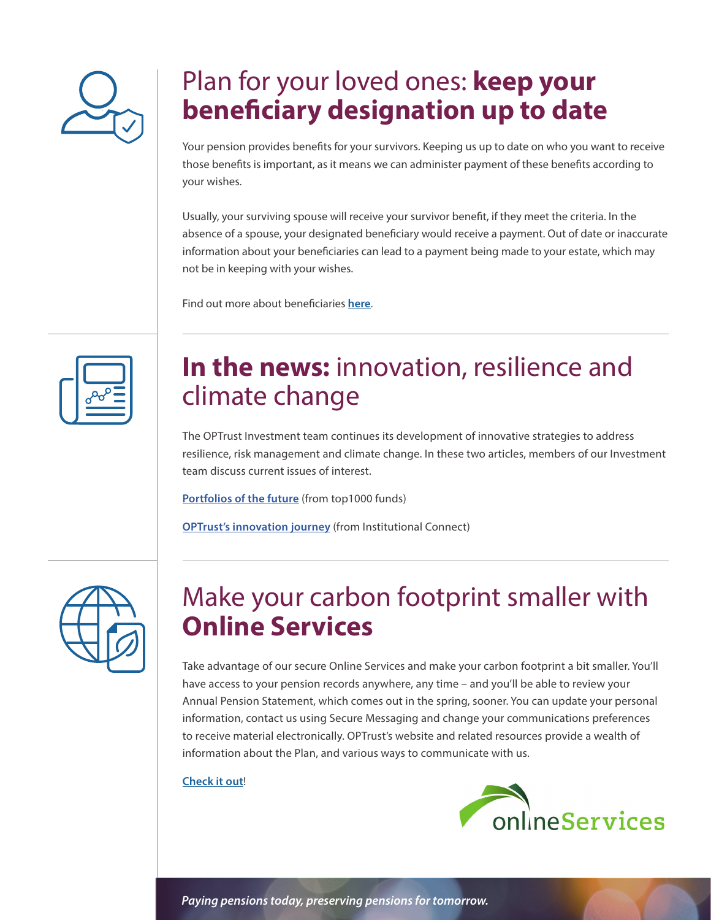## Plan for your loved ones: **keep your beneficiary designation up to date**

Your pension provides benefits for your survivors. Keeping us up to date on who you want to receive those benefits is important, as it means we can administer payment of these benefits according to your wishes.

Usually, your surviving spouse will receive your survivor benefit, if they meet the criteria. In the absence of a spouse, your designated beneficiary would receive a payment. Out of date or inaccurate information about your beneficiaries can lead to a payment being made to your estate, which may not be in keeping with your wishes.

Find out more about beneficiaries **here**.

## **In the news:** innovation, resilience and climate change

The OPTrust Investment team continues its development of innovative strategies to address resilience, risk management and climate change. In these two articles, members of our Investment team discuss current issues of interest.

**Portfolios of the future** (from top1000 funds)

**OPTrust's innovation journey** (from Institutional Connect)

## Make your carbon footprint smaller with **Online Services**

Take advantage of our secure Online Services and make your carbon footprint a bit smaller. You'll have access to your pension records anywhere, any time – and you'll be able to review your Annual Pension Statement, which comes out in the spring, sooner. You can update your personal information, contact us using Secure Messaging and change your communications preferences to receive material electronically. OPTrust's website and related resources provide a wealth of information about the Plan, and various ways to communicate with us.

**Check it out**!

onlineServices

*Paying pensions today, preserving pensions for tomorrow.*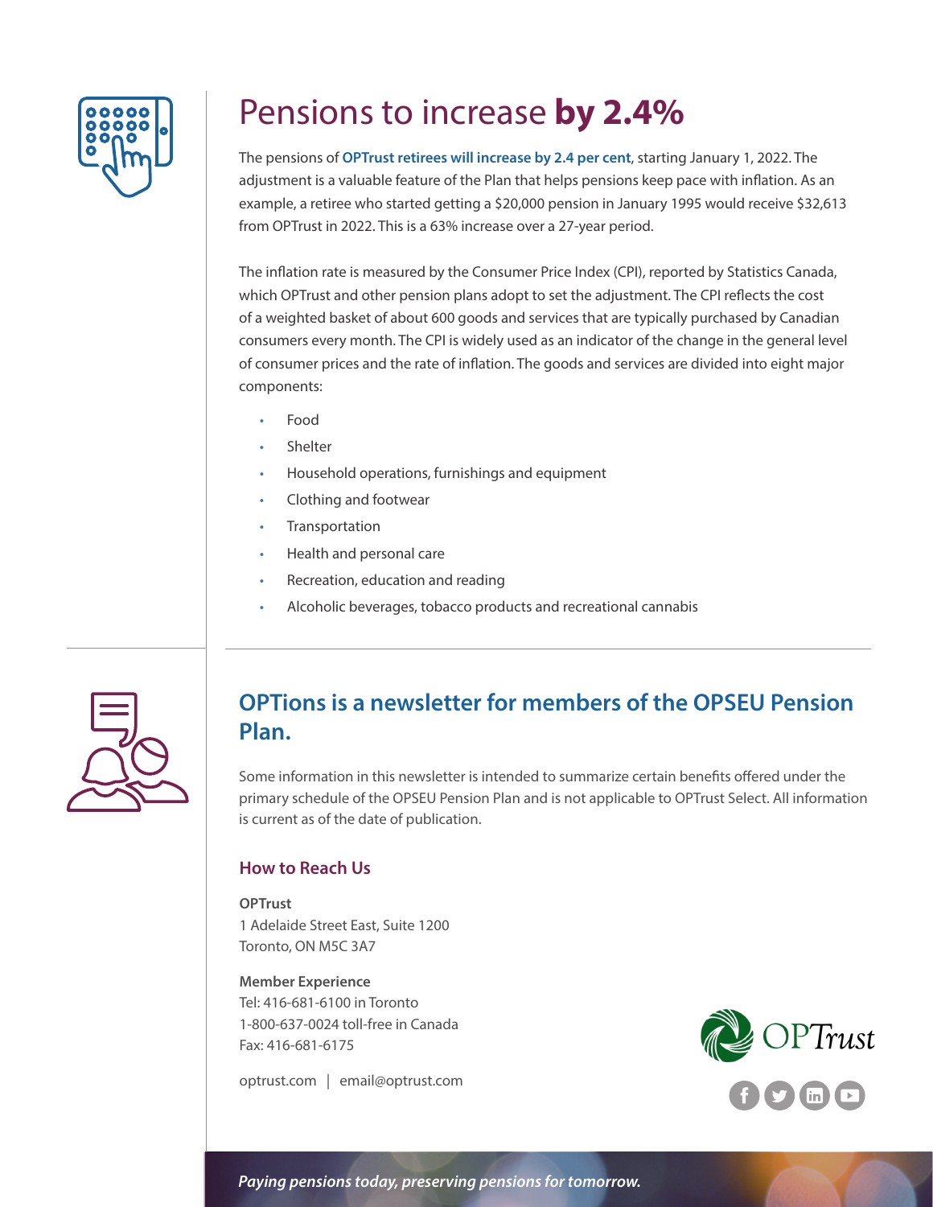# Pensions to increase **by 2.4%**

The pensions of **OPTrust retirees will increase by 2.4 per cent**, starting January 1, 2022. The adjustment is a valuable feature of the Plan that helps pensions keep pace with inflation. As an example, a retiree who started getting a $20,000 pension in January 1995 would receive $32,613 from OPTrust in 2022. This is a 63% increase over a 27-year period.

The inflation rate is measured by the Consumer Price Index (CPI), reported by Statistics Canada, which OPTrust and other pension plans adopt to set the adjustment. The CPI reflects the cost of a weighted basket of about 600 goods and services that are typically purchased by Canadian consumers every month. The CPI is widely used as an indicator of the change in the general level of consumer prices and the rate of inflation. The goods and services are divided into eight major components:

- Food
- Shelter
- Household operations, furnishings and equipment
- Clothing and footwear
- Transportation
- Health and personal care
- Recreation, education and reading
- Alcoholic beverages, tobacco products and recreational cannabis

## OPTions is a newsletter for members of the OPSEU Pension Plan.

Some information in this newsletter is intended to summarize certain benefits offered under the primary schedule of the OPSEU Pension Plan and is not applicable to OPTrust Select. All information is current as of the date of publication.

### How to Reach Us

**OPTrust**
1 Adelaide Street East, Suite 1200
Toronto, ON M5C 3A7

**Member Experience**
Tel: 416-681-6100 in Toronto
1-800-637-0024 toll-free in Canada
Fax: 416-681-6175

optrust.com | email@optrust.com

OPTrust

*Paying pensions today, preserving pensions for tomorrow.*